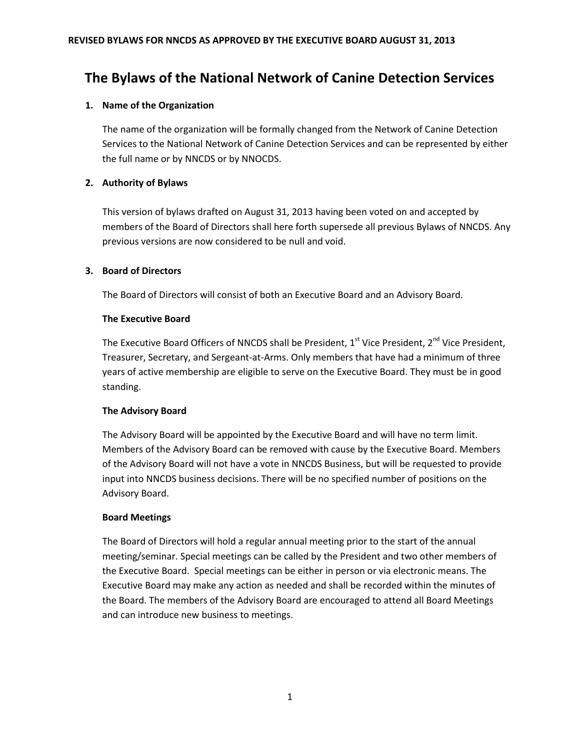REVISED BYLAWS FOR NNCDS AS APPROVED BY THE EXECUTIVE BOARD AUGUST 31, 2013

# The Bylaws of the National Network of Canine Detection Services

## 1. Name of the Organization

The name of the organization will be formally changed from the Network of Canine Detection Services to the National Network of Canine Detection Services and can be represented by either the full name or by NNCDS or by NNOCDS.

## 2. Authority of Bylaws

This version of bylaws drafted on August 31, 2013 having been voted on and accepted by members of the Board of Directors shall here forth supersede all previous Bylaws of NNCDS. Any previous versions are now considered to be null and void.

## 3. Board of Directors

The Board of Directors will consist of both an Executive Board and an Advisory Board.

### The Executive Board

The Executive Board Officers of NNCDS shall be President, 1st Vice President, 2nd Vice President, Treasurer, Secretary, and Sergeant-at-Arms. Only members that have had a minimum of three years of active membership are eligible to serve on the Executive Board. They must be in good standing.

### The Advisory Board

The Advisory Board will be appointed by the Executive Board and will have no term limit. Members of the Advisory Board can be removed with cause by the Executive Board. Members of the Advisory Board will not have a vote in NNCDS Business, but will be requested to provide input into NNCDS business decisions. There will be no specified number of positions on the Advisory Board.

### Board Meetings

The Board of Directors will hold a regular annual meeting prior to the start of the annual meeting/seminar. Special meetings can be called by the President and two other members of the Executive Board. Special meetings can be either in person or via electronic means. The Executive Board may make any action as needed and shall be recorded within the minutes of the Board. The members of the Advisory Board are encouraged to attend all Board Meetings and can introduce new business to meetings.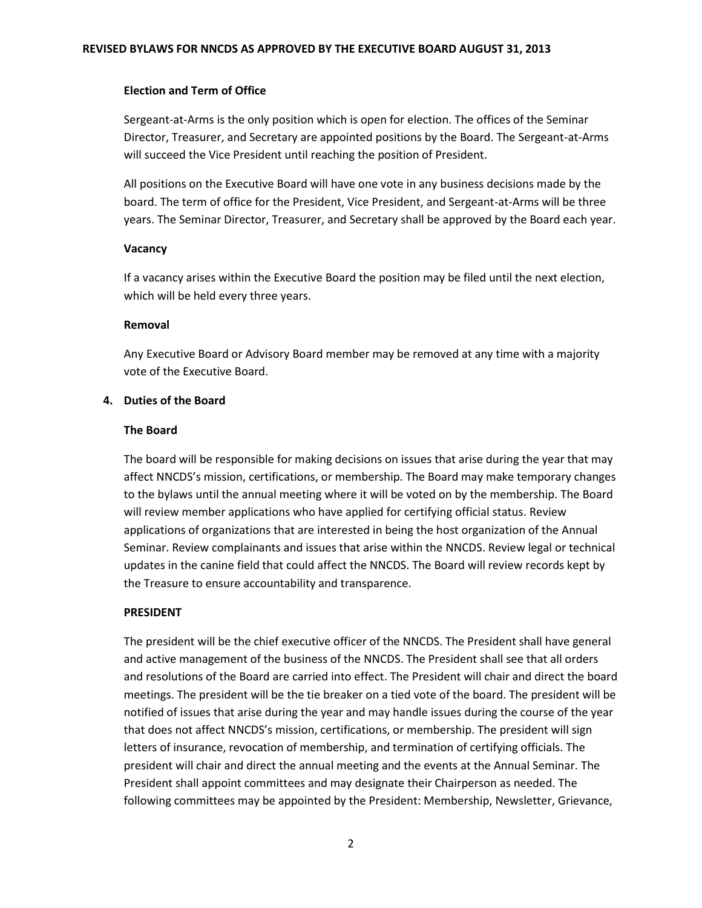**Election and Term of Office**

Sergeant-at-Arms is the only position which is open for election. The offices of the Seminar Director, Treasurer, and Secretary are appointed positions by the Board. The Sergeant-at-Arms will succeed the Vice President until reaching the position of President.

All positions on the Executive Board will have one vote in any business decisions made by the board. The term of office for the President, Vice President, and Sergeant-at-Arms will be three years. The Seminar Director, Treasurer, and Secretary shall be approved by the Board each year.

**Vacancy**

If a vacancy arises within the Executive Board the position may be filed until the next election, which will be held every three years.

**Removal**

Any Executive Board or Advisory Board member may be removed at any time with a majority vote of the Executive Board.

## 4. Duties of the Board

**The Board**

The board will be responsible for making decisions on issues that arise during the year that may affect NNCDS's mission, certifications, or membership. The Board may make temporary changes to the bylaws until the annual meeting where it will be voted on by the membership. The Board will review member applications who have applied for certifying official status. Review applications of organizations that are interested in being the host organization of the Annual Seminar. Review complainants and issues that arise within the NNCDS. Review legal or technical updates in the canine field that could affect the NNCDS. The Board will review records kept by the Treasure to ensure accountability and transparence.

**PRESIDENT**

The president will be the chief executive officer of the NNCDS. The President shall have general and active management of the business of the NNCDS. The President shall see that all orders and resolutions of the Board are carried into effect. The President will chair and direct the board meetings. The president will be the tie breaker on a tied vote of the board. The president will be notified of issues that arise during the year and may handle issues during the course of the year that does not affect NNCDS's mission, certifications, or membership. The president will sign letters of insurance, revocation of membership, and termination of certifying officials. The president will chair and direct the annual meeting and the events at the Annual Seminar. The President shall appoint committees and may designate their Chairperson as needed. The following committees may be appointed by the President: Membership, Newsletter, Grievance,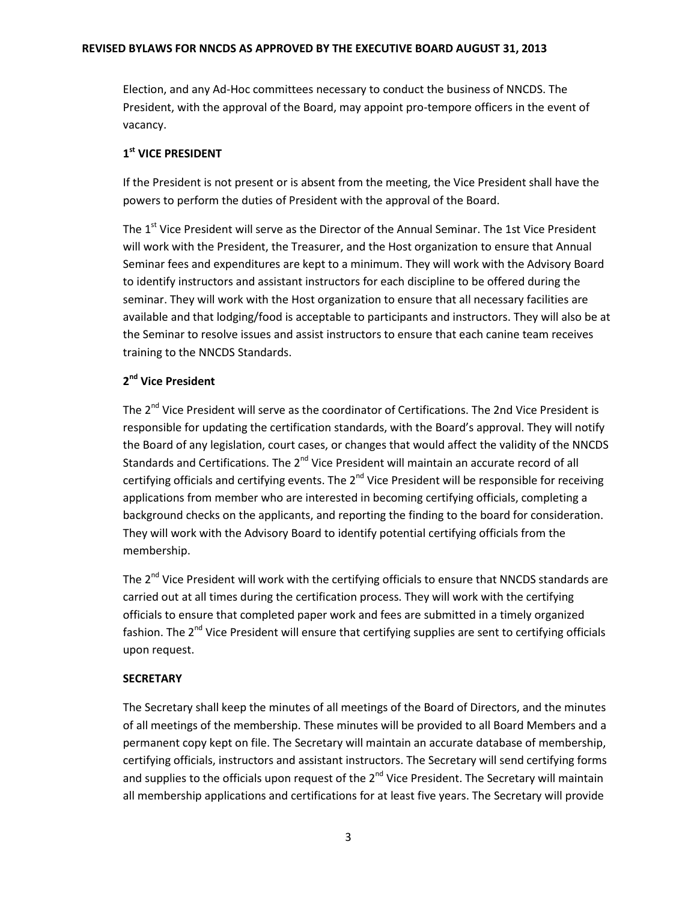Election, and any Ad-Hoc committees necessary to conduct the business of NNCDS. The President, with the approval of the Board, may appoint pro-tempore officers in the event of vacancy.

### 1st VICE PRESIDENT

If the President is not present or is absent from the meeting, the Vice President shall have the powers to perform the duties of President with the approval of the Board.

The 1st Vice President will serve as the Director of the Annual Seminar. The 1st Vice President will work with the President, the Treasurer, and the Host organization to ensure that Annual Seminar fees and expenditures are kept to a minimum. They will work with the Advisory Board to identify instructors and assistant instructors for each discipline to be offered during the seminar. They will work with the Host organization to ensure that all necessary facilities are available and that lodging/food is acceptable to participants and instructors. They will also be at the Seminar to resolve issues and assist instructors to ensure that each canine team receives training to the NNCDS Standards.

### 2nd Vice President

The 2nd Vice President will serve as the coordinator of Certifications. The 2nd Vice President is responsible for updating the certification standards, with the Board's approval. They will notify the Board of any legislation, court cases, or changes that would affect the validity of the NNCDS Standards and Certifications. The 2nd Vice President will maintain an accurate record of all certifying officials and certifying events. The 2nd Vice President will be responsible for receiving applications from member who are interested in becoming certifying officials, completing a background checks on the applicants, and reporting the finding to the board for consideration. They will work with the Advisory Board to identify potential certifying officials from the membership.

The 2nd Vice President will work with the certifying officials to ensure that NNCDS standards are carried out at all times during the certification process. They will work with the certifying officials to ensure that completed paper work and fees are submitted in a timely organized fashion. The 2nd Vice President will ensure that certifying supplies are sent to certifying officials upon request.

### SECRETARY

The Secretary shall keep the minutes of all meetings of the Board of Directors, and the minutes of all meetings of the membership. These minutes will be provided to all Board Members and a permanent copy kept on file. The Secretary will maintain an accurate database of membership, certifying officials, instructors and assistant instructors. The Secretary will send certifying forms and supplies to the officials upon request of the 2nd Vice President. The Secretary will maintain all membership applications and certifications for at least five years. The Secretary will provide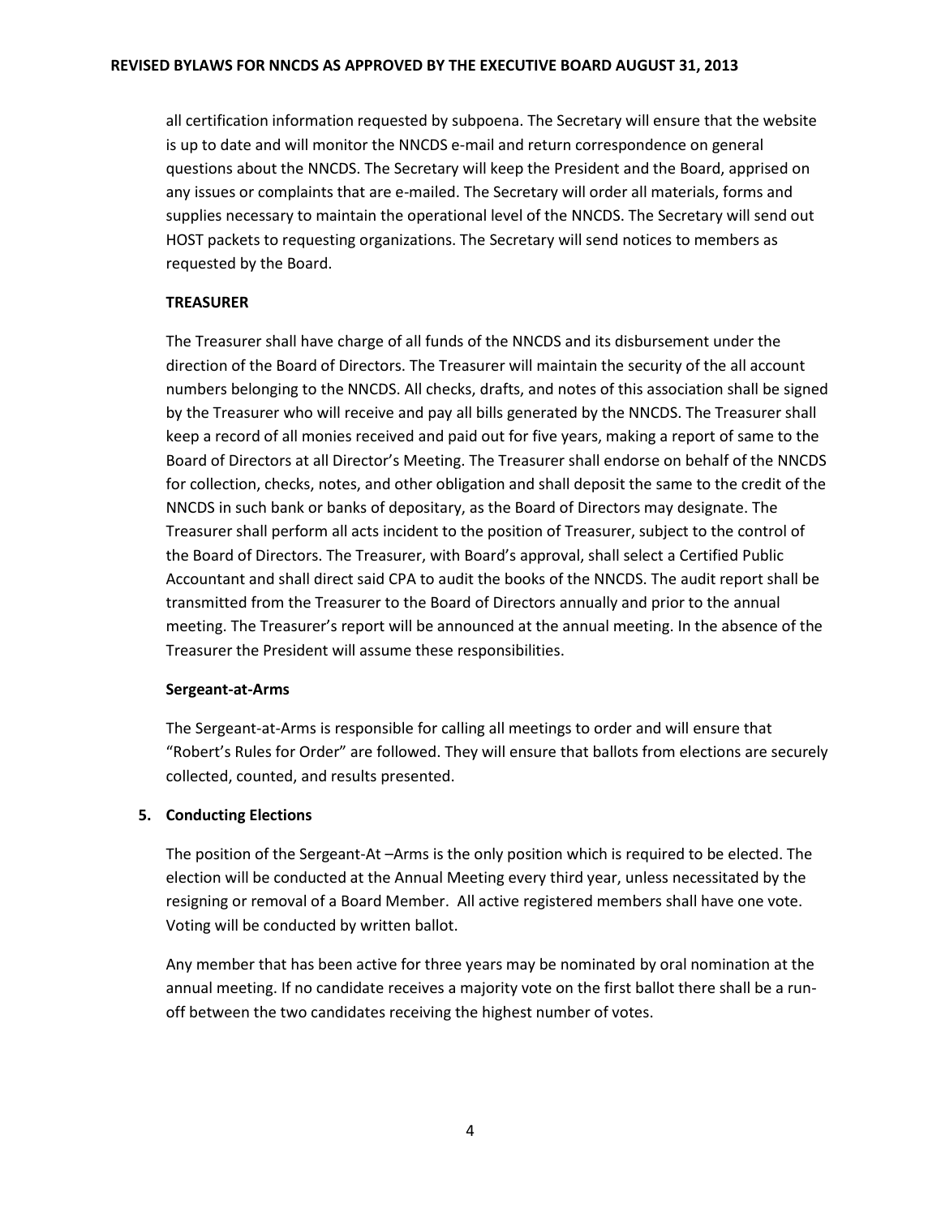all certification information requested by subpoena. The Secretary will ensure that the website is up to date and will monitor the NNCDS e-mail and return correspondence on general questions about the NNCDS. The Secretary will keep the President and the Board, apprised on any issues or complaints that are e-mailed. The Secretary will order all materials, forms and supplies necessary to maintain the operational level of the NNCDS. The Secretary will send out HOST packets to requesting organizations. The Secretary will send notices to members as requested by the Board.

**TREASURER**

The Treasurer shall have charge of all funds of the NNCDS and its disbursement under the direction of the Board of Directors. The Treasurer will maintain the security of the all account numbers belonging to the NNCDS. All checks, drafts, and notes of this association shall be signed by the Treasurer who will receive and pay all bills generated by the NNCDS. The Treasurer shall keep a record of all monies received and paid out for five years, making a report of same to the Board of Directors at all Director's Meeting. The Treasurer shall endorse on behalf of the NNCDS for collection, checks, notes, and other obligation and shall deposit the same to the credit of the NNCDS in such bank or banks of depositary, as the Board of Directors may designate. The Treasurer shall perform all acts incident to the position of Treasurer, subject to the control of the Board of Directors. The Treasurer, with Board's approval, shall select a Certified Public Accountant and shall direct said CPA to audit the books of the NNCDS. The audit report shall be transmitted from the Treasurer to the Board of Directors annually and prior to the annual meeting. The Treasurer's report will be announced at the annual meeting. In the absence of the Treasurer the President will assume these responsibilities.

**Sergeant-at-Arms**

The Sergeant-at-Arms is responsible for calling all meetings to order and will ensure that "Robert's Rules for Order" are followed. They will ensure that ballots from elections are securely collected, counted, and results presented.

**5. Conducting Elections**

The position of the Sergeant-At –Arms is the only position which is required to be elected. The election will be conducted at the Annual Meeting every third year, unless necessitated by the resigning or removal of a Board Member. All active registered members shall have one vote. Voting will be conducted by written ballot.

Any member that has been active for three years may be nominated by oral nomination at the annual meeting. If no candidate receives a majority vote on the first ballot there shall be a run-off between the two candidates receiving the highest number of votes.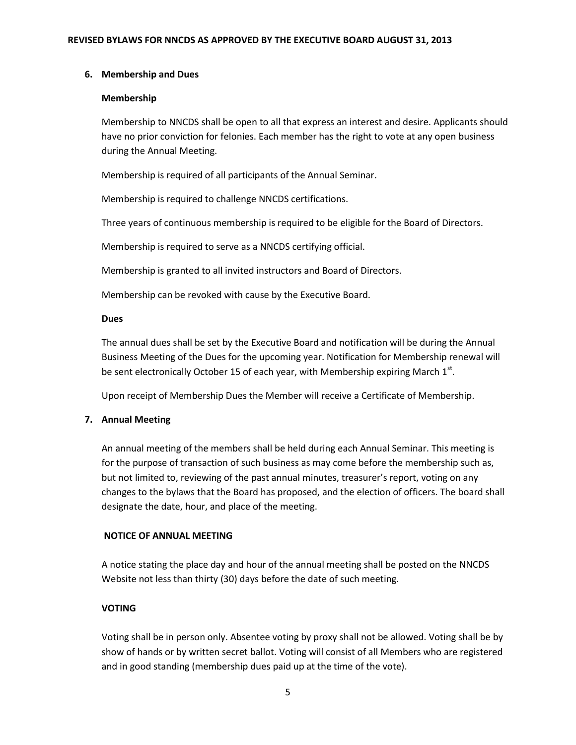## 6. Membership and Dues

### Membership

Membership to NNCDS shall be open to all that express an interest and desire. Applicants should have no prior conviction for felonies. Each member has the right to vote at any open business during the Annual Meeting.

Membership is required of all participants of the Annual Seminar.

Membership is required to challenge NNCDS certifications.

Three years of continuous membership is required to be eligible for the Board of Directors.

Membership is required to serve as a NNCDS certifying official.

Membership is granted to all invited instructors and Board of Directors.

Membership can be revoked with cause by the Executive Board.

### Dues

The annual dues shall be set by the Executive Board and notification will be during the Annual Business Meeting of the Dues for the upcoming year. Notification for Membership renewal will be sent electronically October 15 of each year, with Membership expiring March 1st.

Upon receipt of Membership Dues the Member will receive a Certificate of Membership.

## 7. Annual Meeting

An annual meeting of the members shall be held during each Annual Seminar. This meeting is for the purpose of transaction of such business as may come before the membership such as, but not limited to, reviewing of the past annual minutes, treasurer's report, voting on any changes to the bylaws that the Board has proposed, and the election of officers. The board shall designate the date, hour, and place of the meeting.

### NOTICE OF ANNUAL MEETING

A notice stating the place day and hour of the annual meeting shall be posted on the NNCDS Website not less than thirty (30) days before the date of such meeting.

### VOTING

Voting shall be in person only. Absentee voting by proxy shall not be allowed. Voting shall be by show of hands or by written secret ballot. Voting will consist of all Members who are registered and in good standing (membership dues paid up at the time of the vote).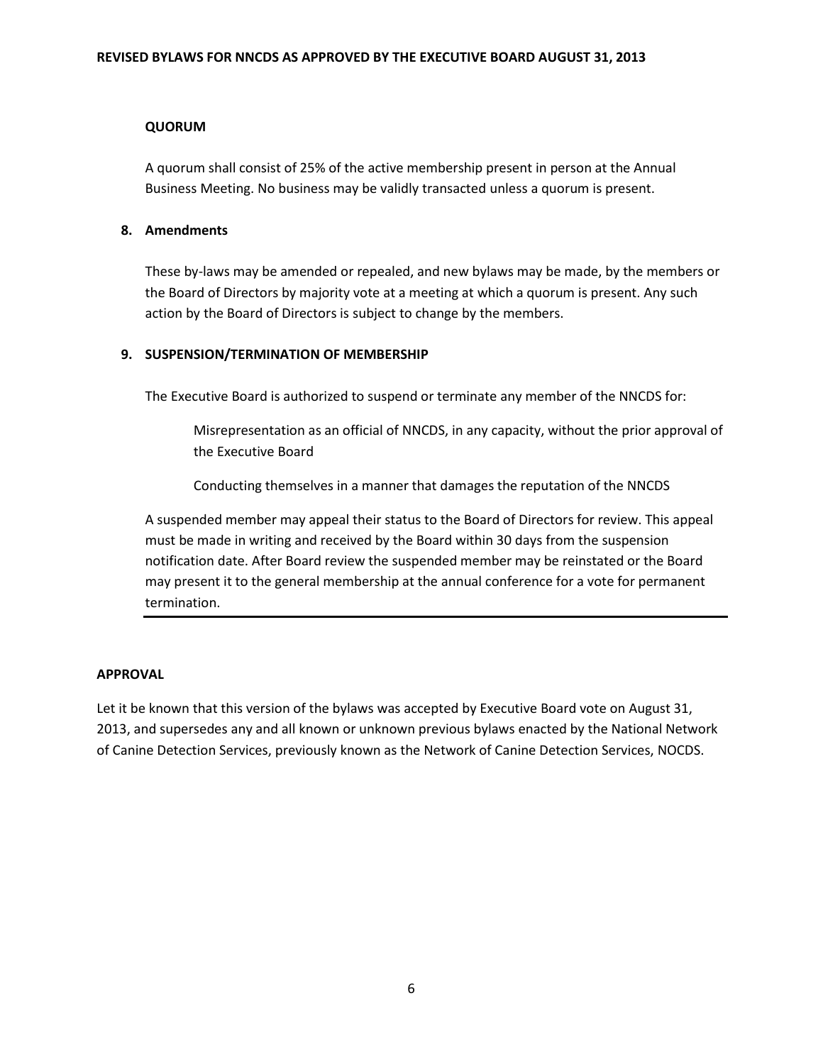### QUORUM

A quorum shall consist of 25% of the active membership present in person at the Annual Business Meeting. No business may be validly transacted unless a quorum is present.

### 8. Amendments

These by-laws may be amended or repealed, and new bylaws may be made, by the members or the Board of Directors by majority vote at a meeting at which a quorum is present. Any such action by the Board of Directors is subject to change by the members.

### 9. SUSPENSION/TERMINATION OF MEMBERSHIP

The Executive Board is authorized to suspend or terminate any member of the NNCDS for:

Misrepresentation as an official of NNCDS, in any capacity, without the prior approval of the Executive Board

Conducting themselves in a manner that damages the reputation of the NNCDS

A suspended member may appeal their status to the Board of Directors for review. This appeal must be made in writing and received by the Board within 30 days from the suspension notification date. After Board review the suspended member may be reinstated or the Board may present it to the general membership at the annual conference for a vote for permanent termination.

---

### APPROVAL

Let it be known that this version of the bylaws was accepted by Executive Board vote on August 31, 2013, and supersedes any and all known or unknown previous bylaws enacted by the National Network of Canine Detection Services, previously known as the Network of Canine Detection Services, NOCDS.